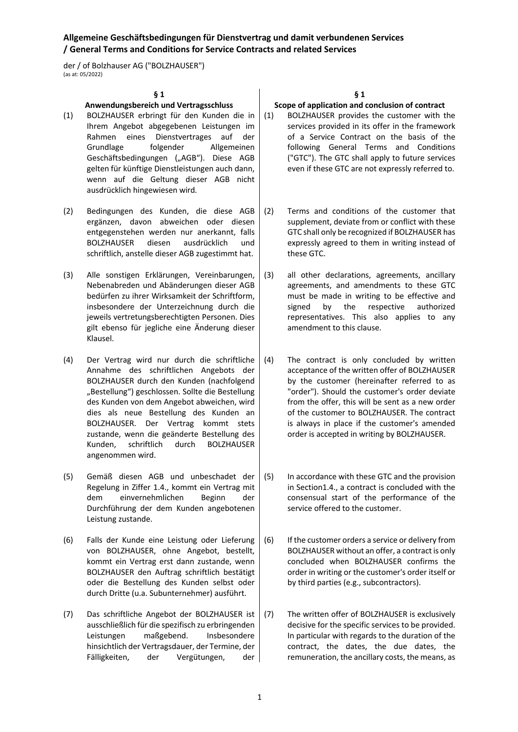**Allgemeine Geschäftsbedingungen für Dienstvertrag und damit verbundenen Services / General Terms and Conditions for Service Contracts and related Services**

der / of Bolzhauser AG ("BOLZHAUSER")
(as at: 05/2022)

## § 1 Anwendungsbereich und Vertragsschluss

(1) BOLZHAUSER erbringt für den Kunden die in Ihrem Angebot abgegebenen Leistungen im Rahmen eines Dienstvertrages auf der Grundlage folgender Allgemeinen Geschäftsbedingungen („AGB"). Diese AGB gelten für künftige Dienstleistungen auch dann, wenn auf die Geltung dieser AGB nicht ausdrücklich hingewiesen wird.

(2) Bedingungen des Kunden, die diese AGB ergänzen, davon abweichen oder diesen entgegenstehen werden nur anerkannt, falls BOLZHAUSER diesen ausdrücklich und schriftlich, anstelle dieser AGB zustimmt hat.

(3) Alle sonstigen Erklärungen, Vereinbarungen, Nebenabreden und Abänderungen dieser AGB bedürfen zu ihrer Wirksamkeit der Schriftform, insbesondere der Unterzeichnung durch die jeweils vertretungsberechtigten Personen. Dies gilt ebenso für jegliche eine Änderung dieser Klausel.

(4) Der Vertrag wird nur durch die schriftliche Annahme des schriftlichen Angebots der BOLZHAUSER durch den Kunden (nachfolgend „Bestellung") geschlossen. Sollte die Bestellung des Kunden von dem Angebot abweichen, wird dies als neue Bestellung des Kunden an BOLZHAUSER. Der Vertrag kommt stets zustande, wenn die geänderte Bestellung des Kunden, schriftlich durch BOLZHAUSER angenommen wird.

(5) Gemäß diesen AGB und unbeschadet der Regelung in Ziffer 1.4., kommt ein Vertrag mit dem einvernehmlichen Beginn der Durchführung der dem Kunden angebotenen Leistung zustande.

(6) Falls der Kunde eine Leistung oder Lieferung von BOLZHAUSER, ohne Angebot, bestellt, kommt ein Vertrag erst dann zustande, wenn BOLZHAUSER den Auftrag schriftlich bestätigt oder die Bestellung des Kunden selbst oder durch Dritte (u.a. Subunternehmer) ausführt.

(7) Das schriftliche Angebot der BOLZHAUSER ist ausschließlich für die spezifisch zu erbringenden Leistungen maßgebend. Insbesondere hinsichtlich der Vertragsdauer, der Termine, der Fälligkeiten, der Vergütungen, der

## § 1 Scope of application and conclusion of contract

(1) BOLZHAUSER provides the customer with the services provided in its offer in the framework of a Service Contract on the basis of the following General Terms and Conditions ("GTC"). The GTC shall apply to future services even if these GTC are not expressly referred to.

(2) Terms and conditions of the customer that supplement, deviate from or conflict with these GTC shall only be recognized if BOLZHAUSER has expressly agreed to them in writing instead of these GTC.

(3) all other declarations, agreements, ancillary agreements, and amendments to these GTC must be made in writing to be effective and signed by the respective authorized representatives. This also applies to any amendment to this clause.

(4) The contract is only concluded by written acceptance of the written offer of BOLZHAUSER by the customer (hereinafter referred to as "order"). Should the customer's order deviate from the offer, this will be sent as a new order of the customer to BOLZHAUSER. The contract is always in place if the customer's amended order is accepted in writing by BOLZHAUSER.

(5) In accordance with these GTC and the provision in Section1.4., a contract is concluded with the consensual start of the performance of the service offered to the customer.

(6) If the customer orders a service or delivery from BOLZHAUSER without an offer, a contract is only concluded when BOLZHAUSER confirms the order in writing or the customer's order itself or by third parties (e.g., subcontractors).

(7) The written offer of BOLZHAUSER is exclusively decisive for the specific services to be provided. In particular with regards to the duration of the contract, the dates, the due dates, the remuneration, the ancillary costs, the means, as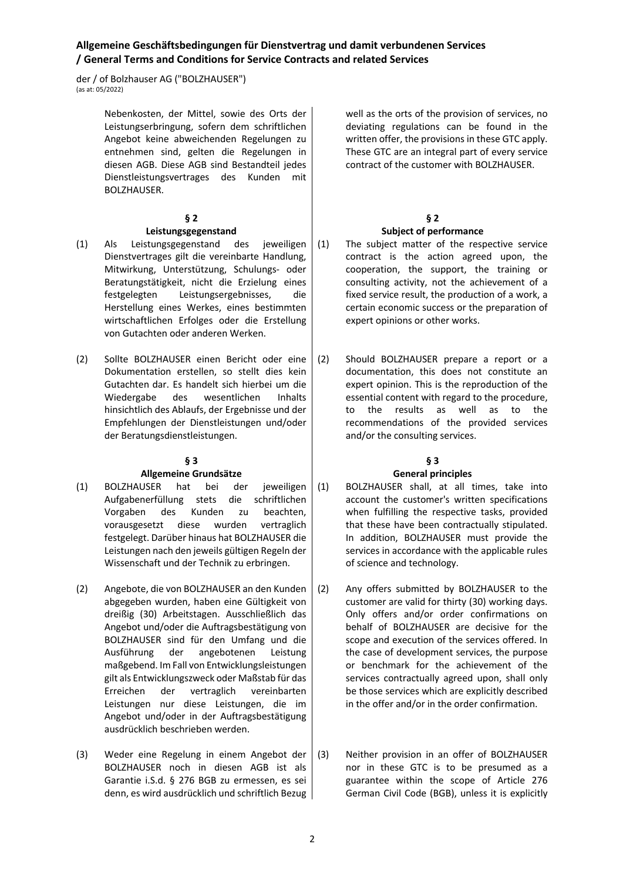Nebenkosten, der Mittel, sowie des Orts der Leistungserbringung, sofern dem schriftlichen Angebot keine abweichenden Regelungen zu entnehmen sind, gelten die Regelungen in diesen AGB. Diese AGB sind Bestandteil jedes Dienstleistungsvertrages des Kunden mit BOLZHAUSER.

well as the orts of the provision of services, no deviating regulations can be found in the written offer, the provisions in these GTC apply. These GTC are an integral part of every service contract of the customer with BOLZHAUSER.

### § 2 Leistungsgegenstand / Subject of performance

(1) Als Leistungsgegenstand des jeweiligen Dienstvertrages gilt die vereinbarte Handlung, Mitwirkung, Unterstützung, Schulungs- oder Beratungstätigkeit, nicht die Erzielung eines festgelegten Leistungsergebnisses, die Herstellung eines Werkes, eines bestimmten wirtschaftlichen Erfolges oder die Erstellung von Gutachten oder anderen Werken.

(1) The subject matter of the respective service contract is the action agreed upon, the cooperation, the support, the training or consulting activity, not the achievement of a fixed service result, the production of a work, a certain economic success or the preparation of expert opinions or other works.

(2) Sollte BOLZHAUSER einen Bericht oder eine Dokumentation erstellen, so stellt dies kein Gutachten dar. Es handelt sich hierbei um die Wiedergabe des wesentlichen Inhalts hinsichtlich des Ablaufs, der Ergebnisse und der Empfehlungen der Dienstleistungen und/oder der Beratungsdienstleistungen.

(2) Should BOLZHAUSER prepare a report or a documentation, this does not constitute an expert opinion. This is the reproduction of the essential content with regard to the procedure, to the results as well as to the recommendations of the provided services and/or the consulting services.

### § 3 Allgemeine Grundsätze / General principles

(1) BOLZHAUSER hat bei der jeweiligen Aufgabenerfüllung stets die schriftlichen Vorgaben des Kunden zu beachten, vorausgesetzt diese wurden vertraglich festgelegt. Darüber hinaus hat BOLZHAUSER die Leistungen nach den jeweils gültigen Regeln der Wissenschaft und der Technik zu erbringen.

(1) BOLZHAUSER shall, at all times, take into account the customer's written specifications when fulfilling the respective tasks, provided that these have been contractually stipulated. In addition, BOLZHAUSER must provide the services in accordance with the applicable rules of science and technology.

(2) Angebote, die von BOLZHAUSER an den Kunden abgegeben wurden, haben eine Gültigkeit von dreißig (30) Arbeitstagen. Ausschließlich das Angebot und/oder die Auftragsbestätigung von BOLZHAUSER sind für den Umfang und die Ausführung der angebotenen Leistung maßgebend. Im Fall von Entwicklungsleistungen gilt als Entwicklungszweck oder Maßstab für das Erreichen der vertraglich vereinbarten Leistungen nur diese Leistungen, die im Angebot und/oder in der Auftragsbestätigung ausdrücklich beschrieben werden.

(2) Any offers submitted by BOLZHAUSER to the customer are valid for thirty (30) working days. Only offers and/or order confirmations on behalf of BOLZHAUSER are decisive for the scope and execution of the services offered. In the case of development services, the purpose or benchmark for the achievement of the services contractually agreed upon, shall only be those services which are explicitly described in the offer and/or in the order confirmation.

(3) Weder eine Regelung in einem Angebot der BOLZHAUSER noch in diesen AGB ist als Garantie i.S.d. § 276 BGB zu ermessen, es sei denn, es wird ausdrücklich und schriftlich Bezug

(3) Neither provision in an offer of BOLZHAUSER nor in these GTC is to be presumed as a guarantee within the scope of Article 276 German Civil Code (BGB), unless it is explicitly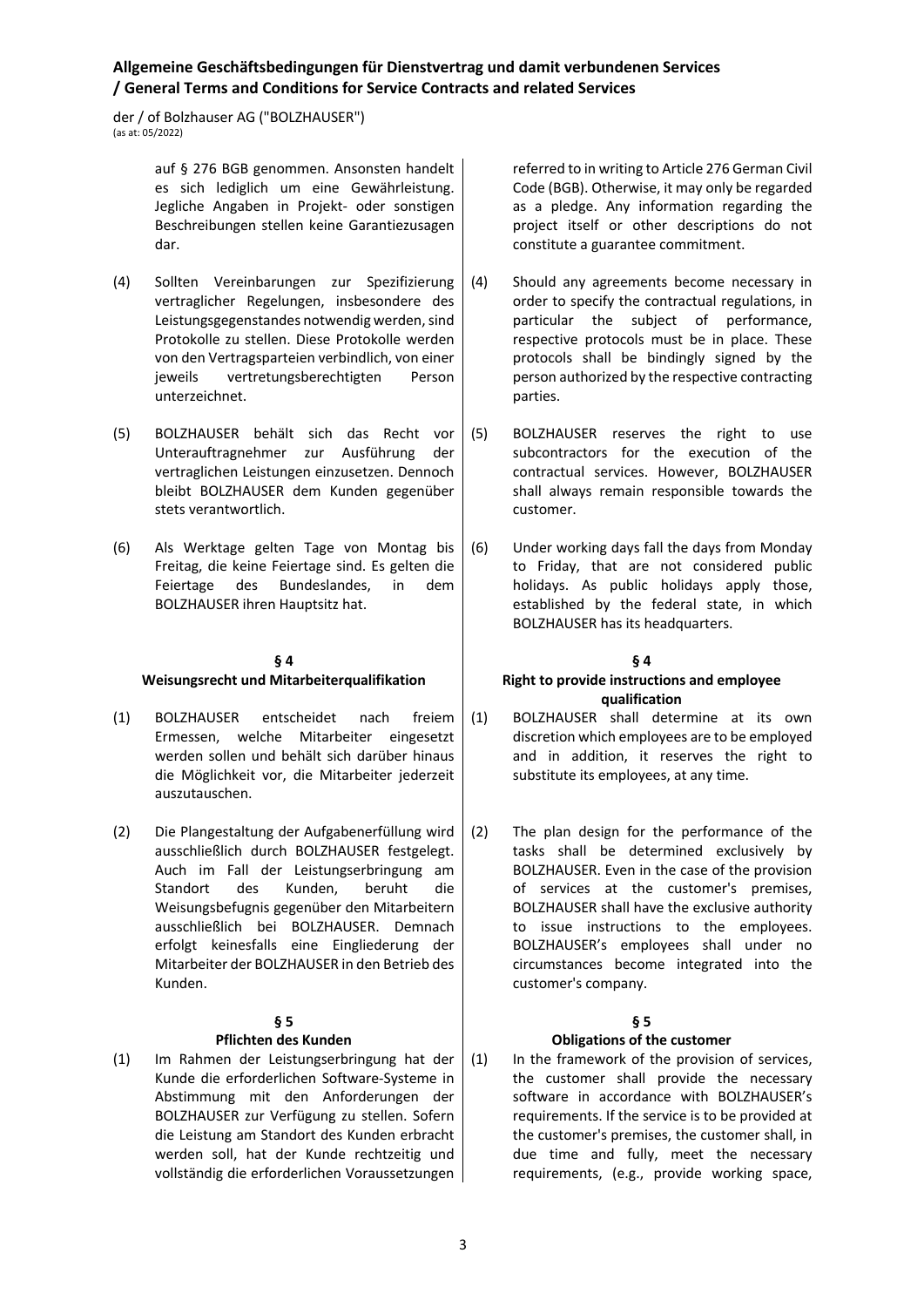auf § 276 BGB genommen. Ansonsten handelt es sich lediglich um eine Gewährleistung. Jegliche Angaben in Projekt- oder sonstigen Beschreibungen stellen keine Garantiezusagen dar.

referred to in writing to Article 276 German Civil Code (BGB). Otherwise, it may only be regarded as a pledge. Any information regarding the project itself or other descriptions do not constitute a guarantee commitment.

(4) Sollten Vereinbarungen zur Spezifizierung vertraglicher Regelungen, insbesondere des Leistungsgegenstandes notwendig werden, sind Protokolle zu stellen. Diese Protokolle werden von den Vertragsparteien verbindlich, von einer jeweils vertretungsberechtigten Person unterzeichnet.

(4) Should any agreements become necessary in order to specify the contractual regulations, in particular the subject of performance, respective protocols must be in place. These protocols shall be bindingly signed by the person authorized by the respective contracting parties.

(5) BOLZHAUSER behält sich das Recht vor Unterauftragnehmer zur Ausführung der vertraglichen Leistungen einzusetzen. Dennoch bleibt BOLZHAUSER dem Kunden gegenüber stets verantwortlich.

(5) BOLZHAUSER reserves the right to use subcontractors for the execution of the contractual services. However, BOLZHAUSER shall always remain responsible towards the customer.

(6) Als Werktage gelten Tage von Montag bis Freitag, die keine Feiertage sind. Es gelten die Feiertage des Bundeslandes, in dem BOLZHAUSER ihren Hauptsitz hat.

(6) Under working days fall the days from Monday to Friday, that are not considered public holidays. As public holidays apply those, established by the federal state, in which BOLZHAUSER has its headquarters.

## § 4 Weisungsrecht und Mitarbeiterqualifikation

## § 4 Right to provide instructions and employee qualification

(1) BOLZHAUSER entscheidet nach freiem Ermessen, welche Mitarbeiter eingesetzt werden sollen und behält sich darüber hinaus die Möglichkeit vor, die Mitarbeiter jederzeit auszutauschen.

(1) BOLZHAUSER shall determine at its own discretion which employees are to be employed and in addition, it reserves the right to substitute its employees, at any time.

(2) Die Plangestaltung der Aufgabenerfüllung wird ausschließlich durch BOLZHAUSER festgelegt. Auch im Fall der Leistungserbringung am Standort des Kunden, beruht die Weisungsbefugnis gegenüber den Mitarbeitern ausschließlich bei BOLZHAUSER. Demnach erfolgt keinesfalls eine Eingliederung der Mitarbeiter der BOLZHAUSER in den Betrieb des Kunden.

(2) The plan design for the performance of the tasks shall be determined exclusively by BOLZHAUSER. Even in the case of the provision of services at the customer's premises, BOLZHAUSER shall have the exclusive authority to issue instructions to the employees. BOLZHAUSER's employees shall under no circumstances become integrated into the customer's company.

## § 5 Pflichten des Kunden

## § 5 Obligations of the customer

(1) Im Rahmen der Leistungserbringung hat der Kunde die erforderlichen Software-Systeme in Abstimmung mit den Anforderungen der BOLZHAUSER zur Verfügung zu stellen. Sofern die Leistung am Standort des Kunden erbracht werden soll, hat der Kunde rechtzeitig und vollständig die erforderlichen Voraussetzungen

(1) In the framework of the provision of services, the customer shall provide the necessary software in accordance with BOLZHAUSER's requirements. If the service is to be provided at the customer's premises, the customer shall, in due time and fully, meet the necessary requirements, (e.g., provide working space,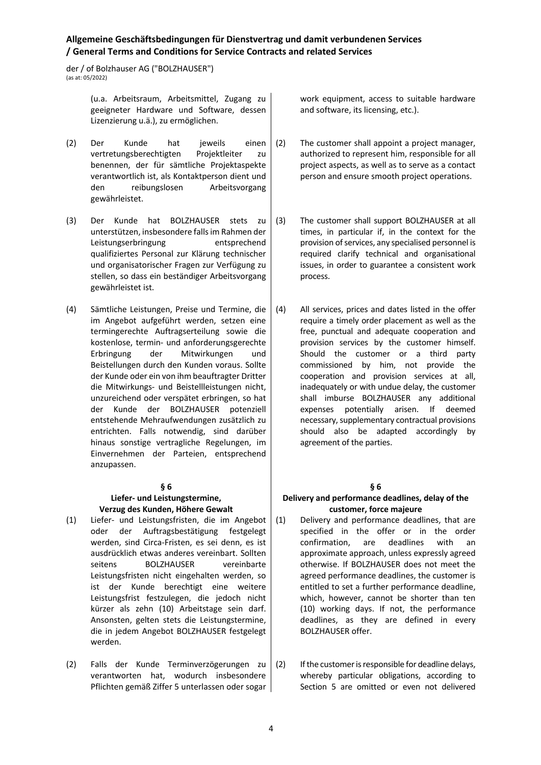(u.a. Arbeitsraum, Arbeitsmittel, Zugang zu geeigneter Hardware und Software, dessen Lizenzierung u.ä.), zu ermöglichen.

work equipment, access to suitable hardware and software, its licensing, etc.).

(2) Der Kunde hat jeweils einen vertretungsberechtigten Projektleiter zu benennen, der für sämtliche Projektaspekte verantwortlich ist, als Kontaktperson dient und den reibungslosen Arbeitsvorgang gewährleistet.

(2) The customer shall appoint a project manager, authorized to represent him, responsible for all project aspects, as well as to serve as a contact person and ensure smooth project operations.

(3) Der Kunde hat BOLZHAUSER stets zu unterstützen, insbesondere falls im Rahmen der Leistungserbringung entsprechend qualifiziertes Personal zur Klärung technischer und organisatorischer Fragen zur Verfügung zu stellen, so dass ein beständiger Arbeitsvorgang gewährleistet ist.

(3) The customer shall support BOLZHAUSER at all times, in particular if, in the context for the provision of services, any specialised personnel is required clarify technical and organisational issues, in order to guarantee a consistent work process.

(4) Sämtliche Leistungen, Preise und Termine, die im Angebot aufgeführt werden, setzen eine termingerechte Auftragserteilung sowie die kostenlose, termin- und anforderungsgerechte Erbringung der Mitwirkungen und Beistellungen durch den Kunden voraus. Sollte der Kunde oder ein von ihm beauftragter Dritter die Mitwirkungs- und Beistellleistungen nicht, unzureichend oder verspätet erbringen, so hat der Kunde der BOLZHAUSER potenziell entstehende Mehraufwendungen zusätzlich zu entrichten. Falls notwendig, sind darüber hinaus sonstige vertragliche Regelungen, im Einvernehmen der Parteien, entsprechend anzupassen.

(4) All services, prices and dates listed in the offer require a timely order placement as well as the free, punctual and adequate cooperation and provision services by the customer himself. Should the customer or a third party commissioned by him, not provide the cooperation and provision services at all, inadequately or with undue delay, the customer shall imburse BOLZHAUSER any additional expenses potentially arisen. If deemed necessary, supplementary contractual provisions should also be adapted accordingly by agreement of the parties.

## § 6
## Liefer- und Leistungstermine, Verzug des Kunden, Höhere Gewalt

## § 6
## Delivery and performance deadlines, delay of the customer, force majeure

(1) Liefer- und Leistungsfristen, die im Angebot oder der Auftragsbestätigung festgelegt werden, sind Circa-Fristen, es sei denn, es ist ausdrücklich etwas anderes vereinbart. Sollten seitens BOLZHAUSER vereinbarte Leistungsfristen nicht eingehalten werden, so ist der Kunde berechtigt eine weitere Leistungsfrist festzulegen, die jedoch nicht kürzer als zehn (10) Arbeitstage sein darf. Ansonsten, gelten stets die Leistungstermine, die in jedem Angebot BOLZHAUSER festgelegt werden.

(1) Delivery and performance deadlines, that are specified in the offer or in the order confirmation, are deadlines with an approximate approach, unless expressly agreed otherwise. If BOLZHAUSER does not meet the agreed performance deadlines, the customer is entitled to set a further performance deadline, which, however, cannot be shorter than ten (10) working days. If not, the performance deadlines, as they are defined in every BOLZHAUSER offer.

(2) Falls der Kunde Terminverzögerungen zu verantworten hat, wodurch insbesondere Pflichten gemäß Ziffer 5 unterlassen oder sogar

(2) If the customer is responsible for deadline delays, whereby particular obligations, according to Section 5 are omitted or even not delivered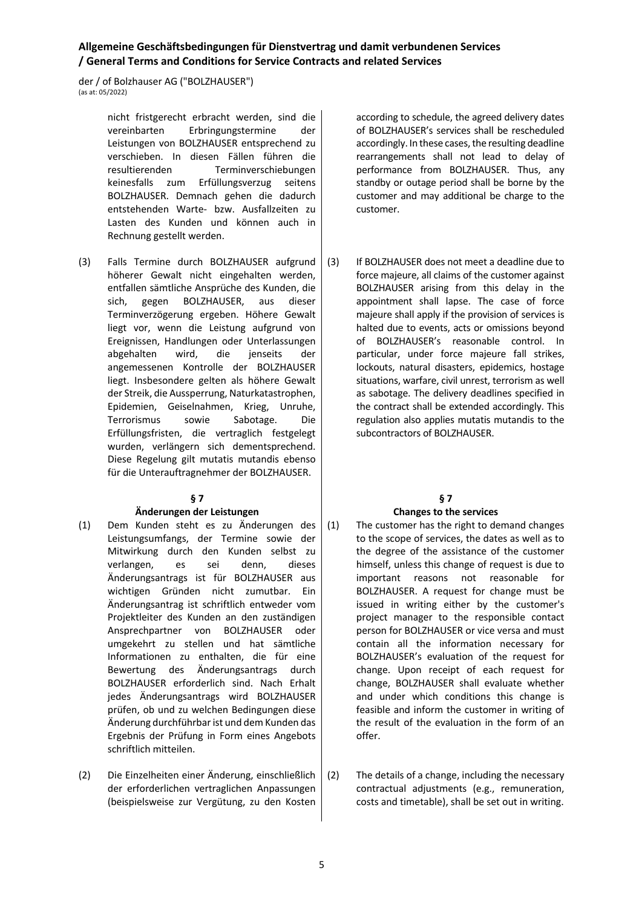nicht fristgerecht erbracht werden, sind die vereinbarten Erbringungstermine der Leistungen von BOLZHAUSER entsprechend zu verschieben. In diesen Fällen führen die resultierenden Terminverschiebungen keinesfalls zum Erfüllungsverzug seitens BOLZHAUSER. Demnach gehen die dadurch entstehenden Warte- bzw. Ausfallzeiten zu Lasten des Kunden und können auch in Rechnung gestellt werden.

according to schedule, the agreed delivery dates of BOLZHAUSER's services shall be rescheduled accordingly. In these cases, the resulting deadline rearrangements shall not lead to delay of performance from BOLZHAUSER. Thus, any standby or outage period shall be borne by the customer and may additional be charge to the customer.

(3) Falls Termine durch BOLZHAUSER aufgrund höherer Gewalt nicht eingehalten werden, entfallen sämtliche Ansprüche des Kunden, die sich, gegen BOLZHAUSER, aus dieser Terminverzögerung ergeben. Höhere Gewalt liegt vor, wenn die Leistung aufgrund von Ereignissen, Handlungen oder Unterlassungen abgehalten wird, die jenseits der angemessenen Kontrolle der BOLZHAUSER liegt. Insbesondere gelten als höhere Gewalt der Streik, die Aussperrung, Naturkatastrophen, Epidemien, Geiselnahmen, Krieg, Unruhe, Terrorismus sowie Sabotage. Die Erfüllungsfristen, die vertraglich festgelegt wurden, verlängern sich dementsprechend. Diese Regelung gilt mutatis mutandis ebenso für die Unterauftragnehmer der BOLZHAUSER.

(3) If BOLZHAUSER does not meet a deadline due to force majeure, all claims of the customer against BOLZHAUSER arising from this delay in the appointment shall lapse. The case of force majeure shall apply if the provision of services is halted due to events, acts or omissions beyond of BOLZHAUSER's reasonable control. In particular, under force majeure fall strikes, lockouts, natural disasters, epidemics, hostage situations, warfare, civil unrest, terrorism as well as sabotage. The delivery deadlines specified in the contract shall be extended accordingly. This regulation also applies mutatis mutandis to the subcontractors of BOLZHAUSER.

## § 7 Änderungen der Leistungen

(1) Dem Kunden steht es zu Änderungen des Leistungsumfangs, der Termine sowie der Mitwirkung durch den Kunden selbst zu verlangen, es sei denn, dieses Änderungsantrags ist für BOLZHAUSER aus wichtigen Gründen nicht zumutbar. Ein Änderungsantrag ist schriftlich entweder vom Projektleiter des Kunden an den zuständigen Ansprechpartner von BOLZHAUSER oder umgekehrt zu stellen und hat sämtliche Informationen zu enthalten, die für eine Bewertung des Änderungsantrags durch BOLZHAUSER erforderlich sind. Nach Erhalt jedes Änderungsantrags wird BOLZHAUSER prüfen, ob und zu welchen Bedingungen diese Änderung durchführbar ist und dem Kunden das Ergebnis der Prüfung in Form eines Angebots schriftlich mitteilen.

(2) Die Einzelheiten einer Änderung, einschließlich der erforderlichen vertraglichen Anpassungen (beispielsweise zur Vergütung, zu den Kosten

## § 7 Changes to the services

(1) The customer has the right to demand changes to the scope of services, the dates as well as to the degree of the assistance of the customer himself, unless this change of request is due to important reasons not reasonable for BOLZHAUSER. A request for change must be issued in writing either by the customer's project manager to the responsible contact person for BOLZHAUSER or vice versa and must contain all the information necessary for BOLZHAUSER's evaluation of the request for change. Upon receipt of each request for change, BOLZHAUSER shall evaluate whether and under which conditions this change is feasible and inform the customer in writing of the result of the evaluation in the form of an offer.

(2) The details of a change, including the necessary contractual adjustments (e.g., remuneration, costs and timetable), shall be set out in writing.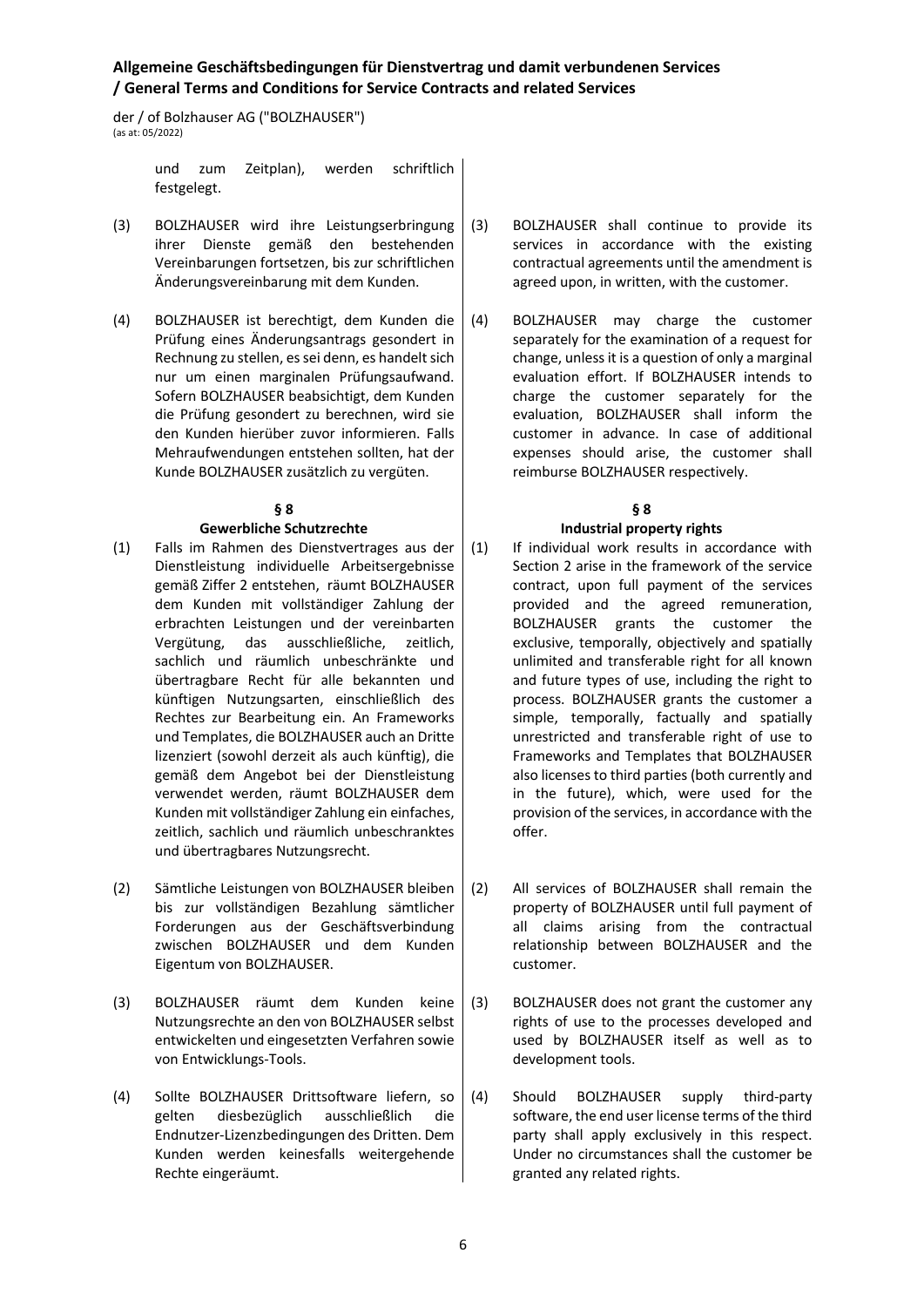und zum Zeitplan), werden schriftlich festgelegt.

(3) BOLZHAUSER wird ihre Leistungserbringung ihrer Dienste gemäß den bestehenden Vereinbarungen fortsetzen, bis zur schriftlichen Änderungsvereinbarung mit dem Kunden.

(4) BOLZHAUSER ist berechtigt, dem Kunden die Prüfung eines Änderungsantrags gesondert in Rechnung zu stellen, es sei denn, es handelt sich nur um einen marginalen Prüfungsaufwand. Sofern BOLZHAUSER beabsichtigt, dem Kunden die Prüfung gesondert zu berechnen, wird sie den Kunden hierüber zuvor informieren. Falls Mehraufwendungen entstehen sollten, hat der Kunde BOLZHAUSER zusätzlich zu vergüten.

## § 8 Gewerbliche Schutzrechte

(1) Falls im Rahmen des Dienstvertrages aus der Dienstleistung individuelle Arbeitsergebnisse gemäß Ziffer 2 entstehen, räumt BOLZHAUSER dem Kunden mit vollständiger Zahlung der erbrachten Leistungen und der vereinbarten Vergütung, das ausschließliche, zeitlich, sachlich und räumlich unbeschränkte und übertragbare Recht für alle bekannten und künftigen Nutzungsarten, einschließlich des Rechtes zur Bearbeitung ein. An Frameworks und Templates, die BOLZHAUSER auch an Dritte lizenziert (sowohl derzeit als auch künftig), die gemäß dem Angebot bei der Dienstleistung verwendet werden, räumt BOLZHAUSER dem Kunden mit vollständiger Zahlung ein einfaches, zeitlich, sachlich und räumlich unbeschranktes und übertragbares Nutzungsrecht.

(2) Sämtliche Leistungen von BOLZHAUSER bleiben bis zur vollständigen Bezahlung sämtlicher Forderungen aus der Geschäftsverbindung zwischen BOLZHAUSER und dem Kunden Eigentum von BOLZHAUSER.

(3) BOLZHAUSER räumt dem Kunden keine Nutzungsrechte an den von BOLZHAUSER selbst entwickelten und eingesetzten Verfahren sowie von Entwicklungs-Tools.

(4) Sollte BOLZHAUSER Drittsoftware liefern, so gelten diesbezüglich ausschließlich die Endnutzer-Lizenzbedingungen des Dritten. Dem Kunden werden keinesfalls weitergehende Rechte eingeräumt.

---

(3) BOLZHAUSER shall continue to provide its services in accordance with the existing contractual agreements until the amendment is agreed upon, in written, with the customer.

(4) BOLZHAUSER may charge the customer separately for the examination of a request for change, unless it is a question of only a marginal evaluation effort. If BOLZHAUSER intends to charge the customer separately for the evaluation, BOLZHAUSER shall inform the customer in advance. In case of additional expenses should arise, the customer shall reimburse BOLZHAUSER respectively.

## § 8 Industrial property rights

(1) If individual work results in accordance with Section 2 arise in the framework of the service contract, upon full payment of the services provided and the agreed remuneration, BOLZHAUSER grants the customer the exclusive, temporally, objectively and spatially unlimited and transferable right for all known and future types of use, including the right to process. BOLZHAUSER grants the customer a simple, temporally, factually and spatially unrestricted and transferable right of use to Frameworks and Templates that BOLZHAUSER also licenses to third parties (both currently and in the future), which, were used for the provision of the services, in accordance with the offer.

(2) All services of BOLZHAUSER shall remain the property of BOLZHAUSER until full payment of all claims arising from the contractual relationship between BOLZHAUSER and the customer.

(3) BOLZHAUSER does not grant the customer any rights of use to the processes developed and used by BOLZHAUSER itself as well as to development tools.

(4) Should BOLZHAUSER supply third-party software, the end user license terms of the third party shall apply exclusively in this respect. Under no circumstances shall the customer be granted any related rights.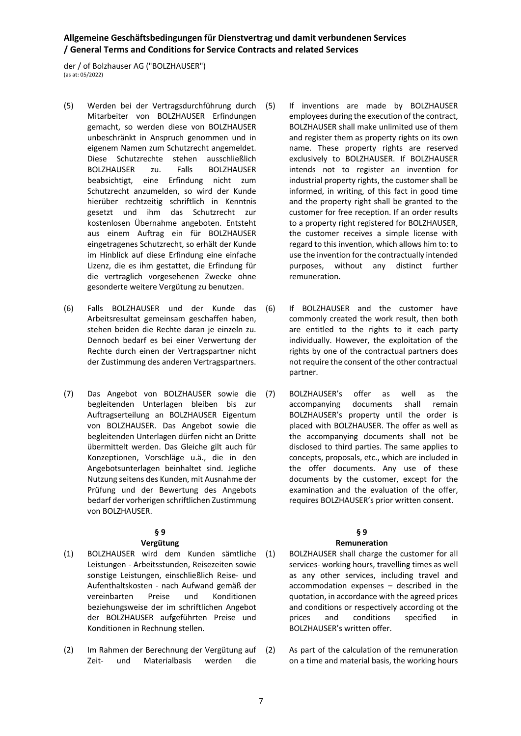(5) Werden bei der Vertragsdurchführung durch Mitarbeiter von BOLZHAUSER Erfindungen gemacht, so werden diese von BOLZHAUSER unbeschränkt in Anspruch genommen und in eigenem Namen zum Schutzrecht angemeldet. Diese Schutzrechte stehen ausschließlich BOLZHAUSER zu. Falls BOLZHAUSER beabsichtigt, eine Erfindung nicht zum Schutzrecht anzumelden, so wird der Kunde hierüber rechtzeitig schriftlich in Kenntnis gesetzt und ihm das Schutzrecht zur kostenlosen Übernahme angeboten. Entsteht aus einem Auftrag ein für BOLZHAUSER eingetragenes Schutzrecht, so erhält der Kunde im Hinblick auf diese Erfindung eine einfache Lizenz, die es ihm gestattet, die Erfindung für die vertraglich vorgesehenen Zwecke ohne gesonderte weitere Vergütung zu benutzen.

(5) If inventions are made by BOLZHAUSER employees during the execution of the contract, BOLZHAUSER shall make unlimited use of them and register them as property rights on its own name. These property rights are reserved exclusively to BOLZHAUSER. If BOLZHAUSER intends not to register an invention for industrial property rights, the customer shall be informed, in writing, of this fact in good time and the property right shall be granted to the customer for free reception. If an order results to a property right registered for BOLZHAUSER, the customer receives a simple license with regard to this invention, which allows him to: to use the invention for the contractually intended purposes, without any distinct further remuneration.

(6) Falls BOLZHAUSER und der Kunde das Arbeitsresultat gemeinsam geschaffen haben, stehen beiden die Rechte daran je einzeln zu. Dennoch bedarf es bei einer Verwertung der Rechte durch einen der Vertragspartner nicht der Zustimmung des anderen Vertragspartners.

(6) If BOLZHAUSER and the customer have commonly created the work result, then both are entitled to the rights to it each party individually. However, the exploitation of the rights by one of the contractual partners does not require the consent of the other contractual partner.

(7) Das Angebot von BOLZHAUSER sowie die begleitenden Unterlagen bleiben bis zur Auftragserteilung an BOLZHAUSER Eigentum von BOLZHAUSER. Das Angebot sowie die begleitenden Unterlagen dürfen nicht an Dritte übermittelt werden. Das Gleiche gilt auch für Konzeptionen, Vorschläge u.ä., die in den Angebotsunterlagen beinhaltet sind. Jegliche Nutzung seitens des Kunden, mit Ausnahme der Prüfung und der Bewertung des Angebots bedarf der vorherigen schriftlichen Zustimmung von BOLZHAUSER.

(7) BOLZHAUSER's offer as well as the accompanying documents shall remain BOLZHAUSER's property until the order is placed with BOLZHAUSER. The offer as well as the accompanying documents shall not be disclosed to third parties. The same applies to concepts, proposals, etc., which are included in the offer documents. Any use of these documents by the customer, except for the examination and the evaluation of the offer, requires BOLZHAUSER's prior written consent.

## § 9
## Vergütung

(1) BOLZHAUSER wird dem Kunden sämtliche Leistungen - Arbeitsstunden, Reisezeiten sowie sonstige Leistungen, einschließlich Reise- und Aufenthaltskosten - nach Aufwand gemäß der vereinbarten Preise und Konditionen beziehungsweise der im schriftlichen Angebot der BOLZHAUSER aufgeführten Preise und Konditionen in Rechnung stellen.

(2) Im Rahmen der Berechnung der Vergütung auf Zeit- und Materialbasis werden die

## § 9
## Remuneration

(1) BOLZHAUSER shall charge the customer for all services- working hours, travelling times as well as any other services, including travel and accommodation expenses – described in the quotation, in accordance with the agreed prices and conditions or respectively according ot the prices and conditions specified in BOLZHAUSER's written offer.

(2) As part of the calculation of the remuneration on a time and material basis, the working hours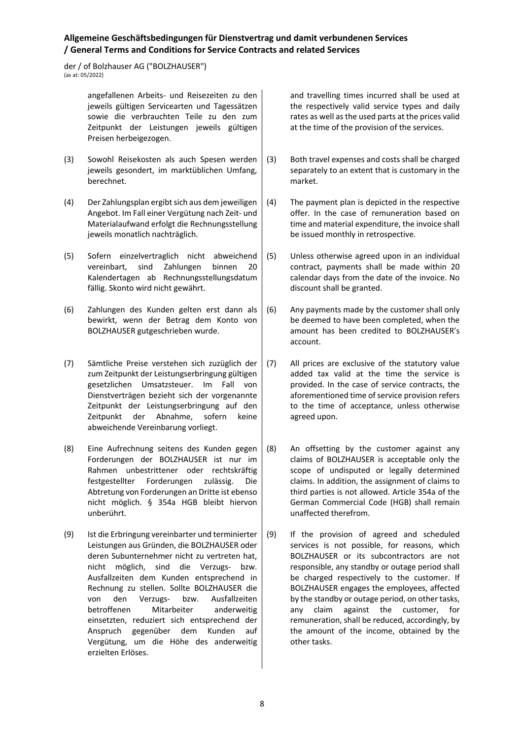angefallenen Arbeits- und Reisezeiten zu den jeweils gültigen Servicearten und Tagessätzen sowie die verbrauchten Teile zu den zum Zeitpunkt der Leistungen jeweils gültigen Preisen herbeigezogen.

(3) Sowohl Reisekosten als auch Spesen werden jeweils gesondert, im marktüblichen Umfang, berechnet.

(4) Der Zahlungsplan ergibt sich aus dem jeweiligen Angebot. Im Fall einer Vergütung nach Zeit- und Materialaufwand erfolgt die Rechnungsstellung jeweils monatlich nachträglich.

(5) Sofern einzelvertraglich nicht abweichend vereinbart, sind Zahlungen binnen 20 Kalendertagen ab Rechnungsstellungsdatum fällig. Skonto wird nicht gewährt.

(6) Zahlungen des Kunden gelten erst dann als bewirkt, wenn der Betrag dem Konto von BOLZHAUSER gutgeschrieben wurde.

(7) Sämtliche Preise verstehen sich zuzüglich der zum Zeitpunkt der Leistungserbringung gültigen gesetzlichen Umsatzsteuer. Im Fall von Dienstverträgen bezieht sich der vorgenannte Zeitpunkt der Leistungserbringung auf den Zeitpunkt der Abnahme, sofern keine abweichende Vereinbarung vorliegt.

(8) Eine Aufrechnung seitens des Kunden gegen Forderungen der BOLZHAUSER ist nur im Rahmen unbestrittener oder rechtskräftig festgestellter Forderungen zulässig. Die Abtretung von Forderungen an Dritte ist ebenso nicht möglich. § 354a HGB bleibt hiervon unberührt.

(9) Ist die Erbringung vereinbarter und terminierter Leistungen aus Gründen, die BOLZHAUSER oder deren Subunternehmer nicht zu vertreten hat, nicht möglich, sind die Verzugs- bzw. Ausfallzeiten dem Kunden entsprechend in Rechnung zu stellen. Sollte BOLZHAUSER die von den Verzugs- bzw. Ausfallzeiten betroffenen Mitarbeiter anderweitig einsetzten, reduziert sich entsprechend der Anspruch gegenüber dem Kunden auf Vergütung, um die Höhe des anderweitig erzielten Erlöses.

and travelling times incurred shall be used at the respectively valid service types and daily rates as well as the used parts at the prices valid at the time of the provision of the services.

(3) Both travel expenses and costs shall be charged separately to an extent that is customary in the market.

(4) The payment plan is depicted in the respective offer. In the case of remuneration based on time and material expenditure, the invoice shall be issued monthly in retrospective.

(5) Unless otherwise agreed upon in an individual contract, payments shall be made within 20 calendar days from the date of the invoice. No discount shall be granted.

(6) Any payments made by the customer shall only be deemed to have been completed, when the amount has been credited to BOLZHAUSER's account.

(7) All prices are exclusive of the statutory value added tax valid at the time the service is provided. In the case of service contracts, the aforementioned time of service provision refers to the time of acceptance, unless otherwise agreed upon.

(8) An offsetting by the customer against any claims of BOLZHAUSER is acceptable only the scope of undisputed or legally determined claims. In addition, the assignment of claims to third parties is not allowed. Article 354a of the German Commercial Code (HGB) shall remain unaffected therefrom.

(9) If the provision of agreed and scheduled services is not possible, for reasons, which BOLZHAUSER or its subcontractors are not responsible, any standby or outage period shall be charged respectively to the customer. If BOLZHAUSER engages the employees, affected by the standby or outage period, on other tasks, any claim against the customer, for remuneration, shall be reduced, accordingly, by the amount of the income, obtained by the other tasks.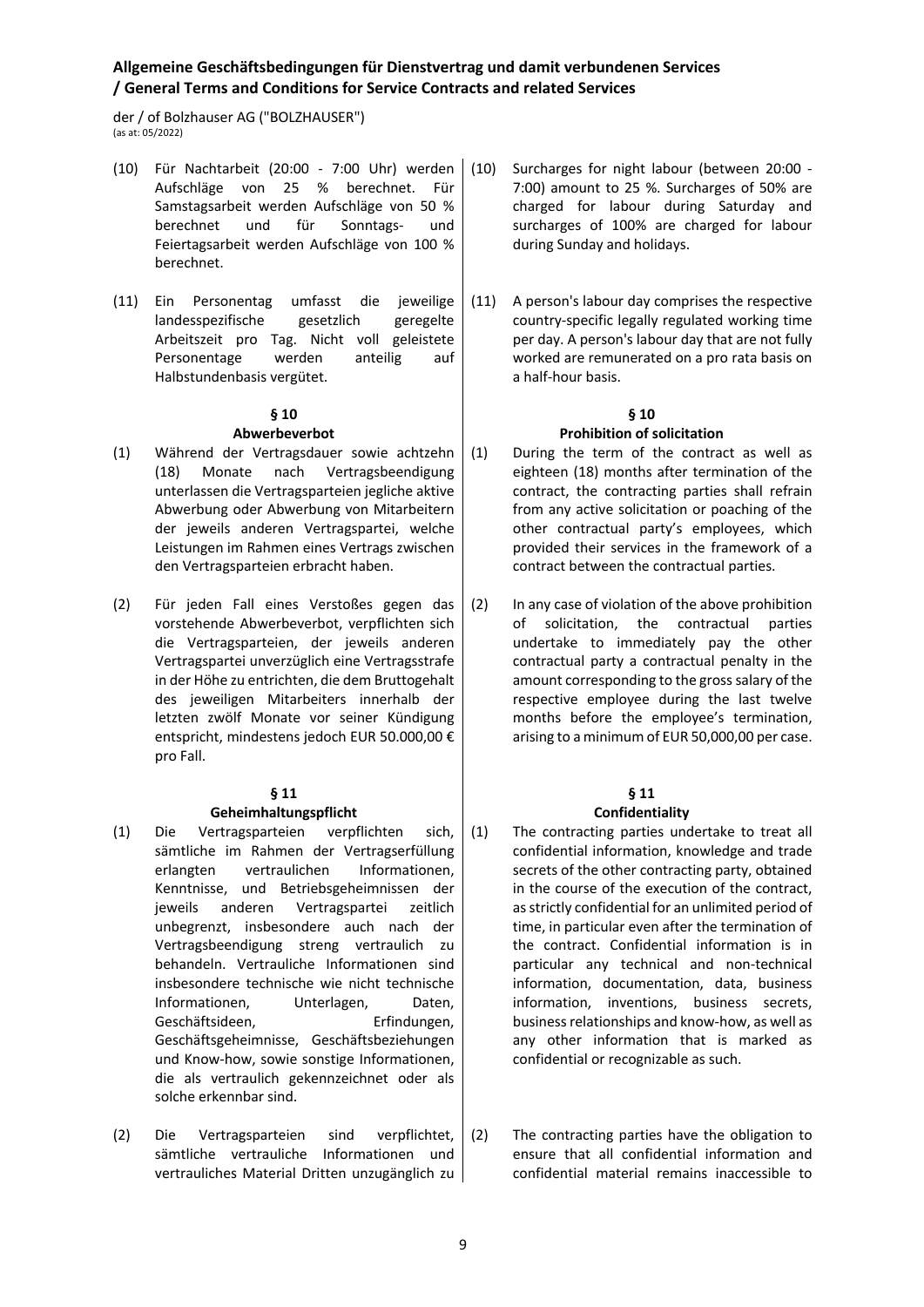(10) Für Nachtarbeit (20:00 - 7:00 Uhr) werden Aufschläge von 25 % berechnet. Für Samstagsarbeit werden Aufschläge von 50 % berechnet und für Sonntags- und Feiertagsarbeit werden Aufschläge von 100 % berechnet.

(10) Surcharges for night labour (between 20:00 - 7:00) amount to 25 %. Surcharges of 50% are charged for labour during Saturday and surcharges of 100% are charged for labour during Sunday and holidays.

(11) Ein Personentag umfasst die jeweilige landesspezifische gesetzlich geregelte Arbeitszeit pro Tag. Nicht voll geleistete Personentage werden anteilig auf Halbstundenbasis vergütet.

(11) A person's labour day comprises the respective country-specific legally regulated working time per day. A person's labour day that are not fully worked are remunerated on a pro rata basis on a half-hour basis.

## § 10 Abwerbeverbot / Prohibition of solicitation

(1) Während der Vertragsdauer sowie achtzehn (18) Monate nach Vertragsbeendigung unterlassen die Vertragsparteien jegliche aktive Abwerbung oder Abwerbung von Mitarbeitern der jeweils anderen Vertragspartei, welche Leistungen im Rahmen eines Vertrags zwischen den Vertragsparteien erbracht haben.

(1) During the term of the contract as well as eighteen (18) months after termination of the contract, the contracting parties shall refrain from any active solicitation or poaching of the other contractual party's employees, which provided their services in the framework of a contract between the contractual parties.

(2) Für jeden Fall eines Verstoßes gegen das vorstehende Abwerbeverbot, verpflichten sich die Vertragsparteien, der jeweils anderen Vertragspartei unverzüglich eine Vertragsstrafe in der Höhe zu entrichten, die dem Bruttogehalt des jeweiligen Mitarbeiters innerhalb der letzten zwölf Monate vor seiner Kündigung entspricht, mindestens jedoch EUR 50.000,00 € pro Fall.

(2) In any case of violation of the above prohibition of solicitation, the contractual parties undertake to immediately pay the other contractual party a contractual penalty in the amount corresponding to the gross salary of the respective employee during the last twelve months before the employee's termination, arising to a minimum of EUR 50,000,00 per case.

## § 11 Geheimhaltungspflicht / Confidentiality

(1) Die Vertragsparteien verpflichten sich, sämtliche im Rahmen der Vertragserfüllung erlangten vertraulichen Informationen, Kenntnisse, und Betriebsgeheimnissen der jeweils anderen Vertragspartei zeitlich unbegrenzt, insbesondere auch nach der Vertragsbeendigung streng vertraulich zu behandeln. Vertrauliche Informationen sind insbesondere technische wie nicht technische Informationen, Unterlagen, Daten, Geschäftsideen, Erfindungen, Geschäftsgeheimnisse, Geschäftsbeziehungen und Know-how, sowie sonstige Informationen, die als vertraulich gekennzeichnet oder als solche erkennbar sind.

(1) The contracting parties undertake to treat all confidential information, knowledge and trade secrets of the other contracting party, obtained in the course of the execution of the contract, as strictly confidential for an unlimited period of time, in particular even after the termination of the contract. Confidential information is in particular any technical and non-technical information, documentation, data, business information, inventions, business secrets, business relationships and know-how, as well as any other information that is marked as confidential or recognizable as such.

(2) Die Vertragsparteien sind verpflichtet, sämtliche vertrauliche Informationen und vertrauliches Material Dritten unzugänglich zu

(2) The contracting parties have the obligation to ensure that all confidential information and confidential material remains inaccessible to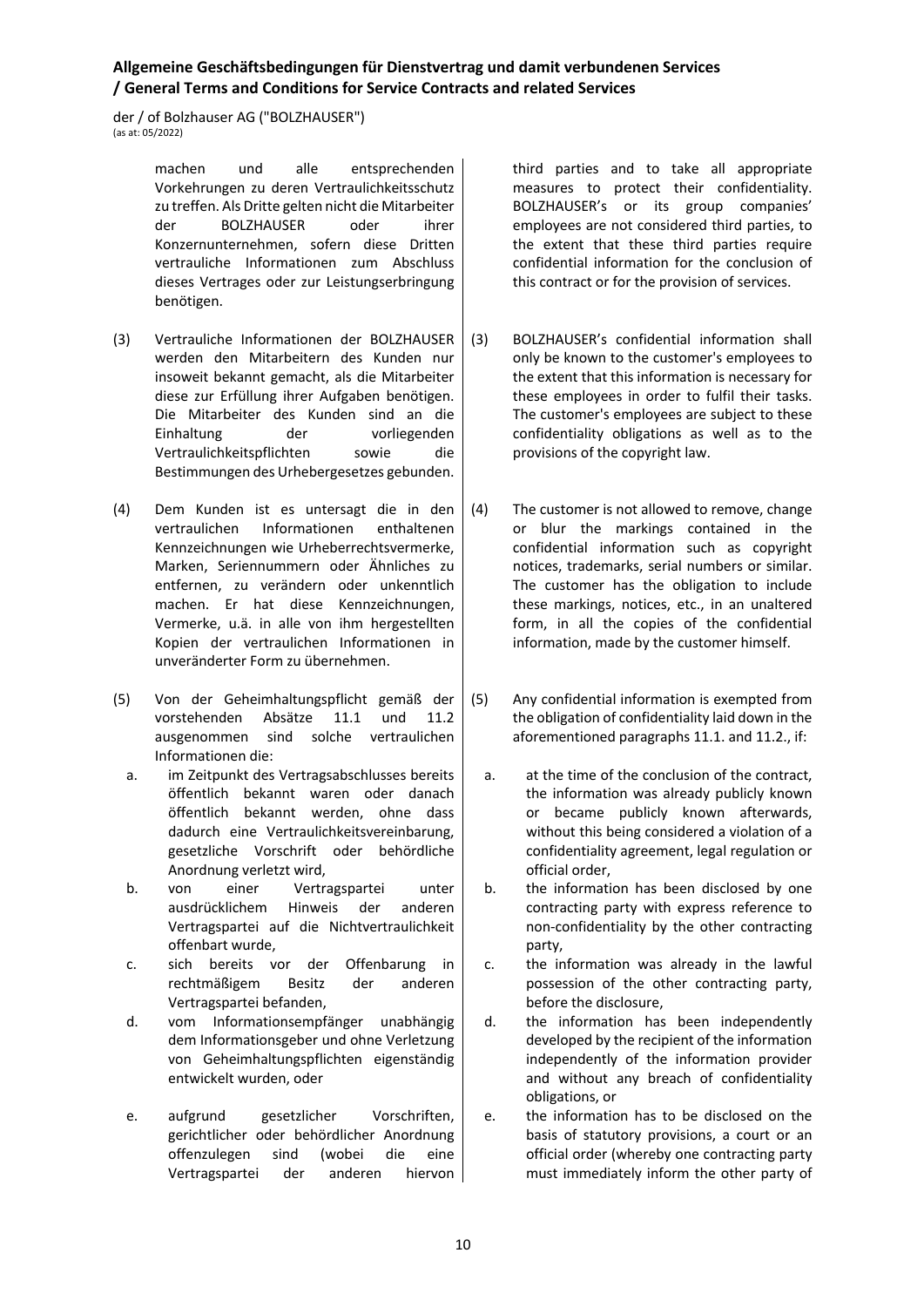machen und alle entsprechenden Vorkehrungen zu deren Vertraulichkeitsschutz zu treffen. Als Dritte gelten nicht die Mitarbeiter der BOLZHAUSER oder ihrer Konzernunternehmen, sofern diese Dritten vertrauliche Informationen zum Abschluss dieses Vertrages oder zur Leistungserbringung benötigen.

third parties and to take all appropriate measures to protect their confidentiality. BOLZHAUSER's or its group companies' employees are not considered third parties, to the extent that these third parties require confidential information for the conclusion of this contract or for the provision of services.

(3) Vertrauliche Informationen der BOLZHAUSER werden den Mitarbeitern des Kunden nur insoweit bekannt gemacht, als die Mitarbeiter diese zur Erfüllung ihrer Aufgaben benötigen. Die Mitarbeiter des Kunden sind an die Einhaltung der vorliegenden Vertraulichkeitspflichten sowie die Bestimmungen des Urhebergesetzes gebunden.

(3) BOLZHAUSER's confidential information shall only be known to the customer's employees to the extent that this information is necessary for these employees in order to fulfil their tasks. The customer's employees are subject to these confidentiality obligations as well as to the provisions of the copyright law.

(4) Dem Kunden ist es untersagt die in den vertraulichen Informationen enthaltenen Kennzeichnungen wie Urheberrechtsvermerke, Marken, Seriennummern oder Ähnliches zu entfernen, zu verändern oder unkenntlich machen. Er hat diese Kennzeichnungen, Vermerke, u.ä. in alle von ihm hergestellten Kopien der vertraulichen Informationen in unveränderter Form zu übernehmen.

(4) The customer is not allowed to remove, change or blur the markings contained in the confidential information such as copyright notices, trademarks, serial numbers or similar. The customer has the obligation to include these markings, notices, etc., in an unaltered form, in all the copies of the confidential information, made by the customer himself.

(5) Von der Geheimhaltungspflicht gemäß der vorstehenden Absätze 11.1 und 11.2 ausgenommen sind solche vertraulichen Informationen die:

a. im Zeitpunkt des Vertragsabschlusses bereits öffentlich bekannt waren oder danach öffentlich bekannt werden, ohne dass dadurch eine Vertraulichkeitsvereinbarung, gesetzliche Vorschrift oder behördliche Anordnung verletzt wird,
b. von einer Vertragspartei unter ausdrücklichem Hinweis der anderen Vertragspartei auf die Nichtvertraulichkeit offenbart wurde,
c. sich bereits vor der Offenbarung in rechtmäßigem Besitz der anderen Vertragspartei befanden,
d. vom Informationsempfänger unabhängig dem Informationsgeber und ohne Verletzung von Geheimhaltungspflichten eigenständig entwickelt wurden, oder
e. aufgrund gesetzlicher Vorschriften, gerichtlicher oder behördlicher Anordnung offenzulegen sind (wobei die eine Vertragspartei der anderen hiervon

(5) Any confidential information is exempted from the obligation of confidentiality laid down in the aforementioned paragraphs 11.1. and 11.2., if:

a. at the time of the conclusion of the contract, the information was already publicly known or became publicly known afterwards, without this being considered a violation of a confidentiality agreement, legal regulation or official order,
b. the information has been disclosed by one contracting party with express reference to non-confidentiality by the other contracting party,
c. the information was already in the lawful possession of the other contracting party, before the disclosure,
d. the information has been independently developed by the recipient of the information independently of the information provider and without any breach of confidentiality obligations, or
e. the information has to be disclosed on the basis of statutory provisions, a court or an official order (whereby one contracting party must immediately inform the other party of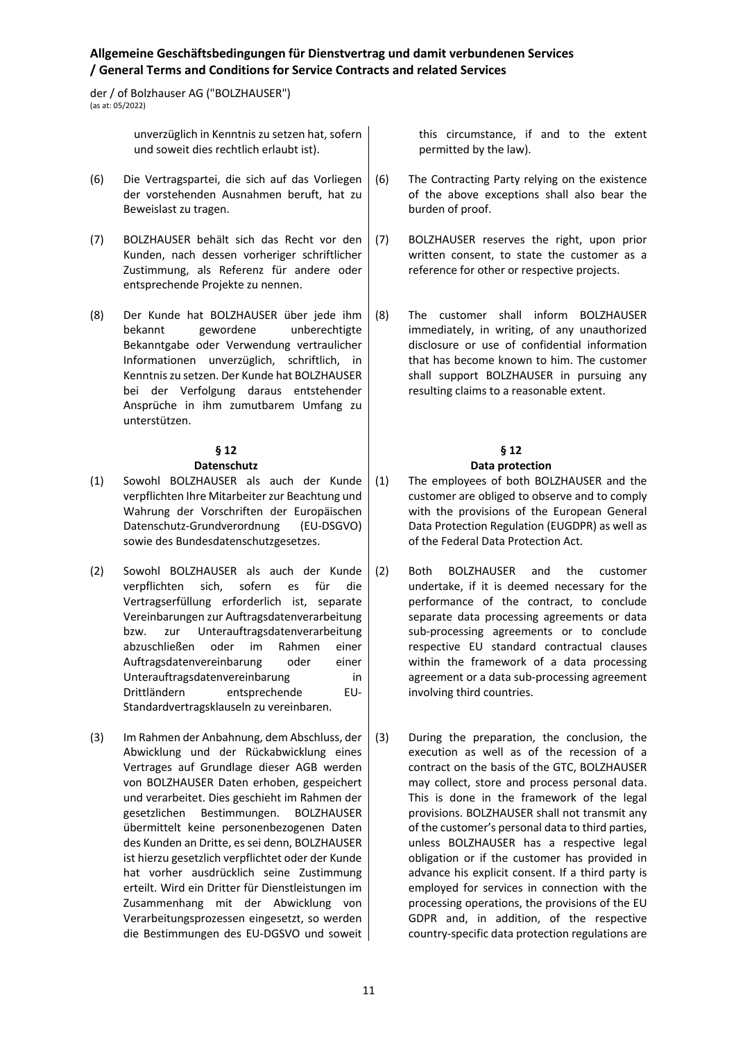unverzüglich in Kenntnis zu setzen hat, sofern und soweit dies rechtlich erlaubt ist).

(6) Die Vertragspartei, die sich auf das Vorliegen der vorstehenden Ausnahmen beruft, hat zu Beweislast zu tragen.

(7) BOLZHAUSER behält sich das Recht vor den Kunden, nach dessen vorheriger schriftlicher Zustimmung, als Referenz für andere oder entsprechende Projekte zu nennen.

(8) Der Kunde hat BOLZHAUSER über jede ihm bekannt gewordene unberechtigte Bekanntgabe oder Verwendung vertraulicher Informationen unverzüglich, schriftlich, in Kenntnis zu setzen. Der Kunde hat BOLZHAUSER bei der Verfolgung daraus entstehender Ansprüche in ihm zumutbarem Umfang zu unterstützen.

### § 12
### Datenschutz

(1) Sowohl BOLZHAUSER als auch der Kunde verpflichten Ihre Mitarbeiter zur Beachtung und Wahrung der Vorschriften der Europäischen Datenschutz-Grundverordnung (EU-DSGVO) sowie des Bundesdatenschutzgesetzes.

(2) Sowohl BOLZHAUSER als auch der Kunde verpflichten sich, sofern es für die Vertragserfüllung erforderlich ist, separate Vereinbarungen zur Auftragsdatenverarbeitung bzw. zur Unterauftragsdatenverarbeitung abzuschließen oder im Rahmen einer Auftragsdatenvereinbarung oder einer Unterauftragsdatenvereinbarung in Drittländern entsprechende EU-Standardvertragsklauseln zu vereinbaren.

(3) Im Rahmen der Anbahnung, dem Abschluss, der Abwicklung und der Rückabwicklung eines Vertrages auf Grundlage dieser AGB werden von BOLZHAUSER Daten erhoben, gespeichert und verarbeitet. Dies geschieht im Rahmen der gesetzlichen Bestimmungen. BOLZHAUSER übermittelt keine personenbezogenen Daten des Kunden an Dritte, es sei denn, BOLZHAUSER ist hierzu gesetzlich verpflichtet oder der Kunde hat vorher ausdrücklich seine Zustimmung erteilt. Wird ein Dritter für Dienstleistungen im Zusammenhang mit der Abwicklung von Verarbeitungsprozessen eingesetzt, so werden die Bestimmungen des EU-DGSVO und soweit

---

this circumstance, if and to the extent permitted by the law).

(6) The Contracting Party relying on the existence of the above exceptions shall also bear the burden of proof.

(7) BOLZHAUSER reserves the right, upon prior written consent, to state the customer as a reference for other or respective projects.

(8) The customer shall inform BOLZHAUSER immediately, in writing, of any unauthorized disclosure or use of confidential information that has become known to him. The customer shall support BOLZHAUSER in pursuing any resulting claims to a reasonable extent.

### § 12
### Data protection

(1) The employees of both BOLZHAUSER and the customer are obliged to observe and to comply with the provisions of the European General Data Protection Regulation (EUGDPR) as well as of the Federal Data Protection Act.

(2) Both BOLZHAUSER and the customer undertake, if it is deemed necessary for the performance of the contract, to conclude separate data processing agreements or data sub-processing agreements or to conclude respective EU standard contractual clauses within the framework of a data processing agreement or a data sub-processing agreement involving third countries.

(3) During the preparation, the conclusion, the execution as well as of the recession of a contract on the basis of the GTC, BOLZHAUSER may collect, store and process personal data. This is done in the framework of the legal provisions. BOLZHAUSER shall not transmit any of the customer's personal data to third parties, unless BOLZHAUSER has a respective legal obligation or if the customer has provided in advance his explicit consent. If a third party is employed for services in connection with the processing operations, the provisions of the EU GDPR and, in addition, of the respective country-specific data protection regulations are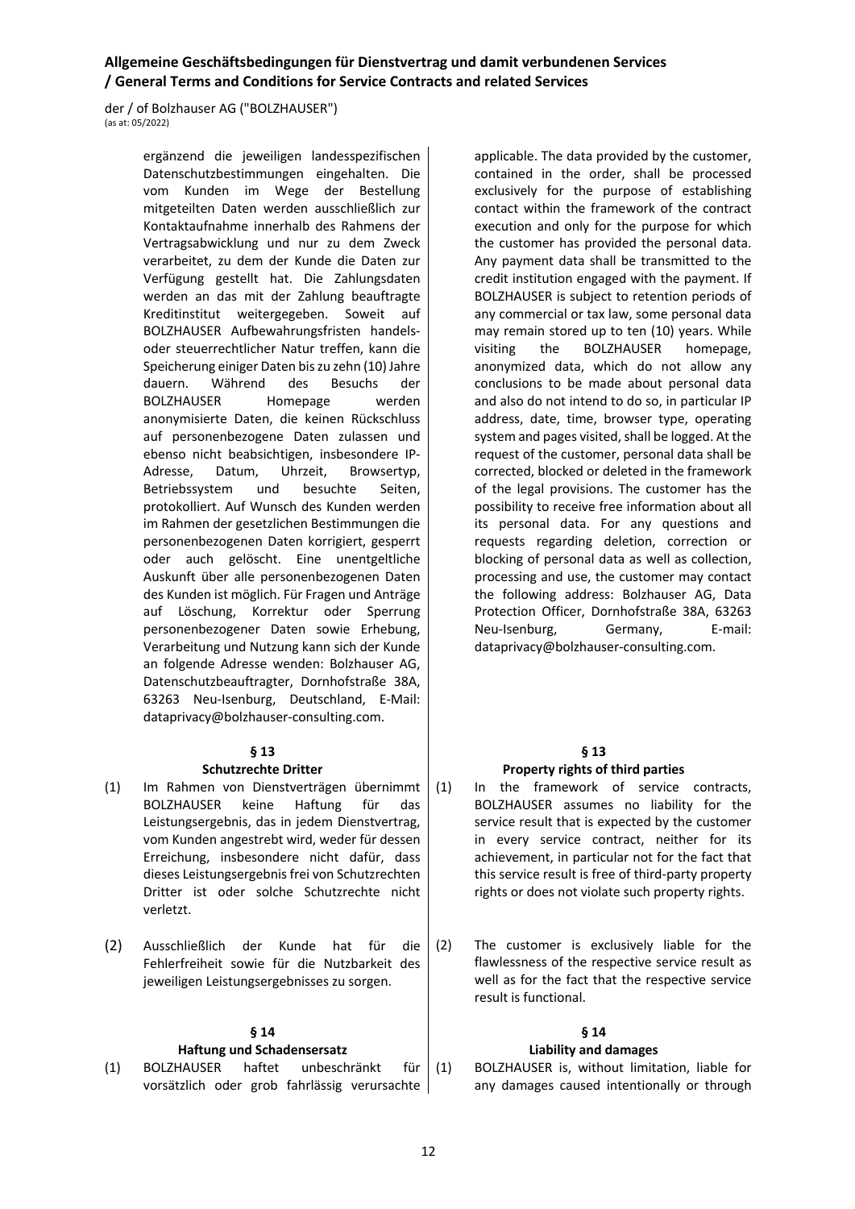ergänzend die jeweiligen landesspezifischen Datenschutzbestimmungen eingehalten. Die vom Kunden im Wege der Bestellung mitgeteilten Daten werden ausschließlich zur Kontaktaufnahme innerhalb des Rahmens der Vertragsabwicklung und nur zu dem Zweck verarbeitet, zu dem der Kunde die Daten zur Verfügung gestellt hat. Die Zahlungsdaten werden an das mit der Zahlung beauftragte Kreditinstitut weitergegeben. Soweit auf BOLZHAUSER Aufbewahrungsfristen handels- oder steuerrechtlicher Natur treffen, kann die Speicherung einiger Daten bis zu zehn (10) Jahre dauern. Während des Besuchs der BOLZHAUSER Homepage werden anonymisierte Daten, die keinen Rückschluss auf personenbezogene Daten zulassen und ebenso nicht beabsichtigen, insbesondere IP-Adresse, Datum, Uhrzeit, Browsertyp, Betriebssystem und besuchte Seiten, protokolliert. Auf Wunsch des Kunden werden im Rahmen der gesetzlichen Bestimmungen die personenbezogenen Daten korrigiert, gesperrt oder auch gelöscht. Eine unentgeltliche Auskunft über alle personenbezogenen Daten des Kunden ist möglich. Für Fragen und Anträge auf Löschung, Korrektur oder Sperrung personenbezogener Daten sowie Erhebung, Verarbeitung und Nutzung kann sich der Kunde an folgende Adresse wenden: Bolzhauser AG, Datenschutzbeauftragter, Dornhofstraße 38A, 63263 Neu-Isenburg, Deutschland, E-Mail: dataprivacy@bolzhauser-consulting.com.

applicable. The data provided by the customer, contained in the order, shall be processed exclusively for the purpose of establishing contact within the framework of the contract execution and only for the purpose for which the customer has provided the personal data. Any payment data shall be transmitted to the credit institution engaged with the payment. If BOLZHAUSER is subject to retention periods of any commercial or tax law, some personal data may remain stored up to ten (10) years. While visiting the BOLZHAUSER homepage, anonymized data, which do not allow any conclusions to be made about personal data and also do not intend to do so, in particular IP address, date, time, browser type, operating system and pages visited, shall be logged. At the request of the customer, personal data shall be corrected, blocked or deleted in the framework of the legal provisions. The customer has the possibility to receive free information about all its personal data. For any questions and requests regarding deletion, correction or blocking of personal data as well as collection, processing and use, the customer may contact the following address: Bolzhauser AG, Data Protection Officer, Dornhofstraße 38A, 63263 Neu-Isenburg, Germany, E-mail: dataprivacy@bolzhauser-consulting.com.

## § 13 Schutzrechte Dritter

(1) Im Rahmen von Dienstverträgen übernimmt BOLZHAUSER keine Haftung für das Leistungsergebnis, das in jedem Dienstvertrag, vom Kunden angestrebt wird, weder für dessen Erreichung, insbesondere nicht dafür, dass dieses Leistungsergebnis frei von Schutzrechten Dritter ist oder solche Schutzrechte nicht verletzt.

(2) Ausschließlich der Kunde hat für die Fehlerfreiheit sowie für die Nutzbarkeit des jeweiligen Leistungsergebnisses zu sorgen.

## § 13 Property rights of third parties

(1) In the framework of service contracts, BOLZHAUSER assumes no liability for the service result that is expected by the customer in every service contract, neither for its achievement, in particular not for the fact that this service result is free of third-party property rights or does not violate such property rights.

(2) The customer is exclusively liable for the flawlessness of the respective service result as well as for the fact that the respective service result is functional.

## § 14 Haftung und Schadensersatz

(1) BOLZHAUSER haftet unbeschränkt für vorsätzlich oder grob fahrlässig verursachte

## § 14 Liability and damages

(1) BOLZHAUSER is, without limitation, liable for any damages caused intentionally or through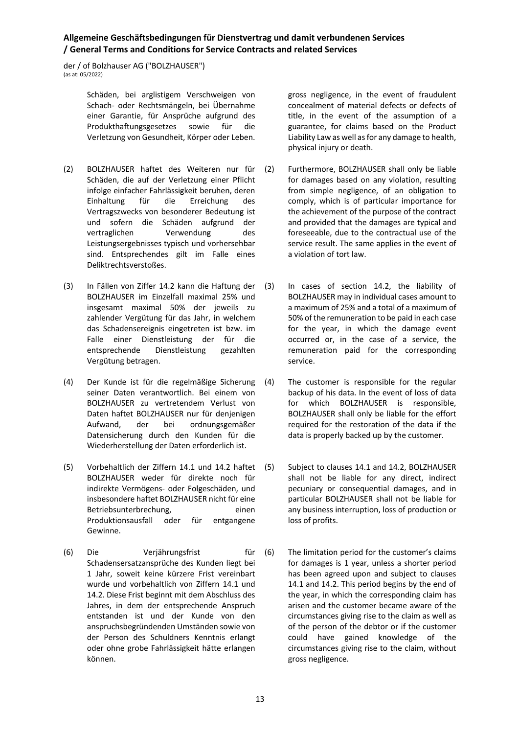Schäden, bei arglistigem Verschweigen von Schach- oder Rechtsmängeln, bei Übernahme einer Garantie, für Ansprüche aufgrund des Produkthaftungsgesetzes sowie für die Verletzung von Gesundheit, Körper oder Leben.

gross negligence, in the event of fraudulent concealment of material defects or defects of title, in the event of the assumption of a guarantee, for claims based on the Product Liability Law as well as for any damage to health, physical injury or death.

(2) BOLZHAUSER haftet des Weiteren nur für Schäden, die auf der Verletzung einer Pflicht infolge einfacher Fahrlässigkeit beruhen, deren Einhaltung für die Erreichung des Vertragszwecks von besonderer Bedeutung ist und sofern die Schäden aufgrund der vertraglichen Verwendung des Leistungsergebnisses typisch und vorhersehbar sind. Entsprechendes gilt im Falle eines Deliktrechtsverstoßes.

(2) Furthermore, BOLZHAUSER shall only be liable for damages based on any violation, resulting from simple negligence, of an obligation to comply, which is of particular importance for the achievement of the purpose of the contract and provided that the damages are typical and foreseeable, due to the contractual use of the service result. The same applies in the event of a violation of tort law.

(3) In Fällen von Ziffer 14.2 kann die Haftung der BOLZHAUSER im Einzelfall maximal 25% und insgesamt maximal 50% der jeweils zu zahlender Vergütung für das Jahr, in welchem das Schadensereignis eingetreten ist bzw. im Falle einer Dienstleistung der für die entsprechende Dienstleistung gezahlten Vergütung betragen.

(3) In cases of section 14.2, the liability of BOLZHAUSER may in individual cases amount to a maximum of 25% and a total of a maximum of 50% of the remuneration to be paid in each case for the year, in which the damage event occurred or, in the case of a service, the remuneration paid for the corresponding service.

(4) Der Kunde ist für die regelmäßige Sicherung seiner Daten verantwortlich. Bei einem von BOLZHAUSER zu vertretendem Verlust von Daten haftet BOLZHAUSER nur für denjenigen Aufwand, der bei ordnungsgemäßer Datensicherung durch den Kunden für die Wiederherstellung der Daten erforderlich ist.

(4) The customer is responsible for the regular backup of his data. In the event of loss of data for which BOLZHAUSER is responsible, BOLZHAUSER shall only be liable for the effort required for the restoration of the data if the data is properly backed up by the customer.

(5) Vorbehaltlich der Ziffern 14.1 und 14.2 haftet BOLZHAUSER weder für direkte noch für indirekte Vermögens- oder Folgeschäden, und insbesondere haftet BOLZHAUSER nicht für eine Betriebsunterbrechung, einen Produktionsausfall oder für entgangene Gewinne.

(5) Subject to clauses 14.1 and 14.2, BOLZHAUSER shall not be liable for any direct, indirect pecuniary or consequential damages, and in particular BOLZHAUSER shall not be liable for any business interruption, loss of production or loss of profits.

(6) Die Verjährungsfrist für Schadensersatzansprüche des Kunden liegt bei 1 Jahr, soweit keine kürzere Frist vereinbart wurde und vorbehaltlich von Ziffern 14.1 und 14.2. Diese Frist beginnt mit dem Abschluss des Jahres, in dem der entsprechende Anspruch entstanden ist und der Kunde von den anspruchsbegründenden Umständen sowie von der Person des Schuldners Kenntnis erlangt oder ohne grobe Fahrlässigkeit hätte erlangen können.

(6) The limitation period for the customer's claims for damages is 1 year, unless a shorter period has been agreed upon and subject to clauses 14.1 and 14.2. This period begins by the end of the year, in which the corresponding claim has arisen and the customer became aware of the circumstances giving rise to the claim as well as of the person of the debtor or if the customer could have gained knowledge of the circumstances giving rise to the claim, without gross negligence.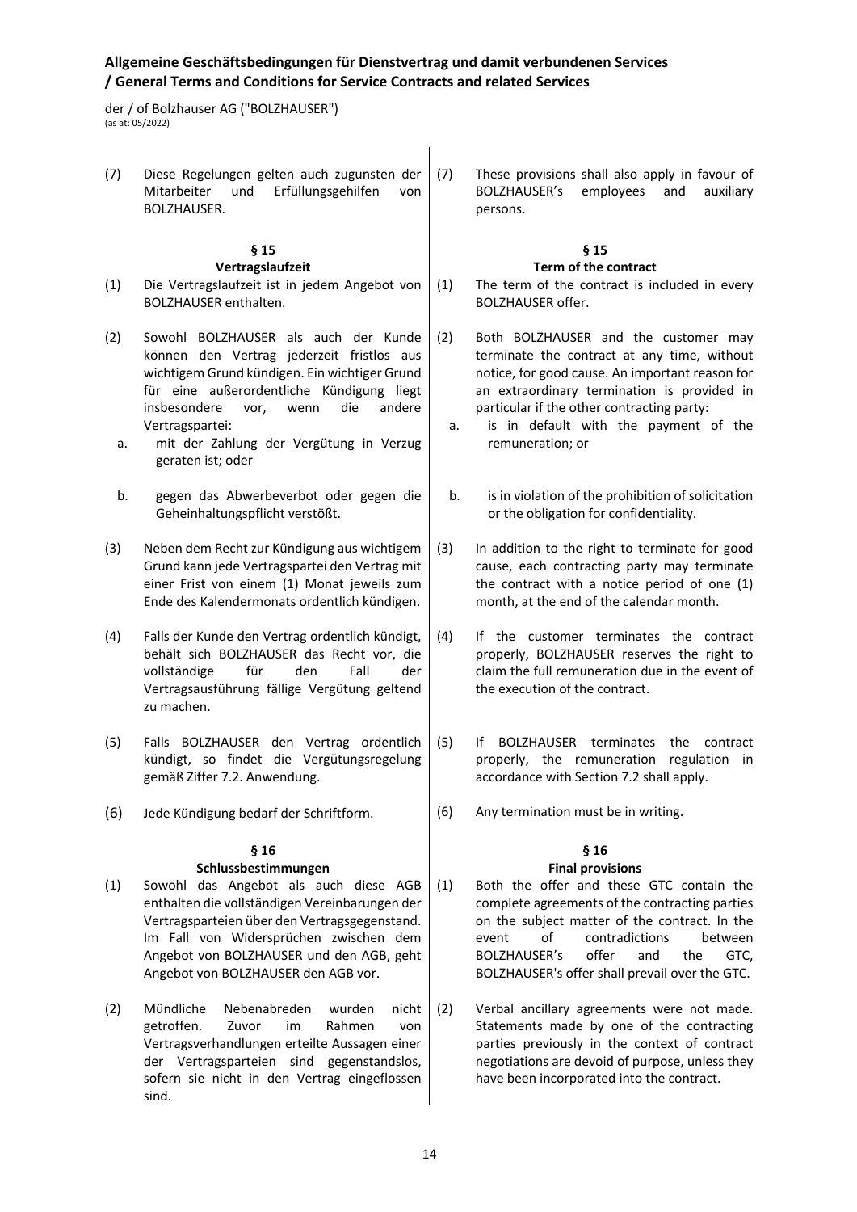(7) Diese Regelungen gelten auch zugunsten der Mitarbeiter und Erfüllungsgehilfen von BOLZHAUSER.

(7) These provisions shall also apply in favour of BOLZHAUSER's employees and auxiliary persons.

## § 15 Vertragslaufzeit

## § 15 Term of the contract

(1) Die Vertragslaufzeit ist in jedem Angebot von BOLZHAUSER enthalten.

(1) The term of the contract is included in every BOLZHAUSER offer.

(2) Sowohl BOLZHAUSER als auch der Kunde können den Vertrag jederzeit fristlos aus wichtigem Grund kündigen. Ein wichtiger Grund für eine außerordentliche Kündigung liegt insbesondere vor, wenn die andere Vertragspartei:

a. mit der Zahlung der Vergütung in Verzug geraten ist; oder

b. gegen das Abwerbeverbot oder gegen die Geheinhaltungspflicht verstößt.

(2) Both BOLZHAUSER and the customer may terminate the contract at any time, without notice, for good cause. An important reason for an extraordinary termination is provided in particular if the other contracting party:

a. is in default with the payment of the remuneration; or

b. is in violation of the prohibition of solicitation or the obligation for confidentiality.

(3) Neben dem Recht zur Kündigung aus wichtigem Grund kann jede Vertragspartei den Vertrag mit einer Frist von einem (1) Monat jeweils zum Ende des Kalendermonats ordentlich kündigen.

(3) In addition to the right to terminate for good cause, each contracting party may terminate the contract with a notice period of one (1) month, at the end of the calendar month.

(4) Falls der Kunde den Vertrag ordentlich kündigt, behält sich BOLZHAUSER das Recht vor, die vollständige für den Fall der Vertragsausführung fällige Vergütung geltend zu machen.

(4) If the customer terminates the contract properly, BOLZHAUSER reserves the right to claim the full remuneration due in the event of the execution of the contract.

(5) Falls BOLZHAUSER den Vertrag ordentlich kündigt, so findet die Vergütungsregelung gemäß Ziffer 7.2. Anwendung.

(5) If BOLZHAUSER terminates the contract properly, the remuneration regulation in accordance with Section 7.2 shall apply.

(6) Jede Kündigung bedarf der Schriftform.

(6) Any termination must be in writing.

## § 16 Schlussbestimmungen

## § 16 Final provisions

(1) Sowohl das Angebot als auch diese AGB enthalten die vollständigen Vereinbarungen der Vertragsparteien über den Vertragsgegenstand. Im Fall von Widersprüchen zwischen dem Angebot von BOLZHAUSER und den AGB, geht Angebot von BOLZHAUSER den AGB vor.

(1) Both the offer and these GTC contain the complete agreements of the contracting parties on the subject matter of the contract. In the event of contradictions between BOLZHAUSER's offer and the GTC, BOLZHAUSER's offer shall prevail over the GTC.

(2) Mündliche Nebenabreden wurden nicht getroffen. Zuvor im Rahmen von Vertragsverhandlungen erteilte Aussagen einer der Vertragsparteien sind gegenstandslos, sofern sie nicht in den Vertrag eingeflossen sind.

(2) Verbal ancillary agreements were not made. Statements made by one of the contracting parties previously in the context of contract negotiations are devoid of purpose, unless they have been incorporated into the contract.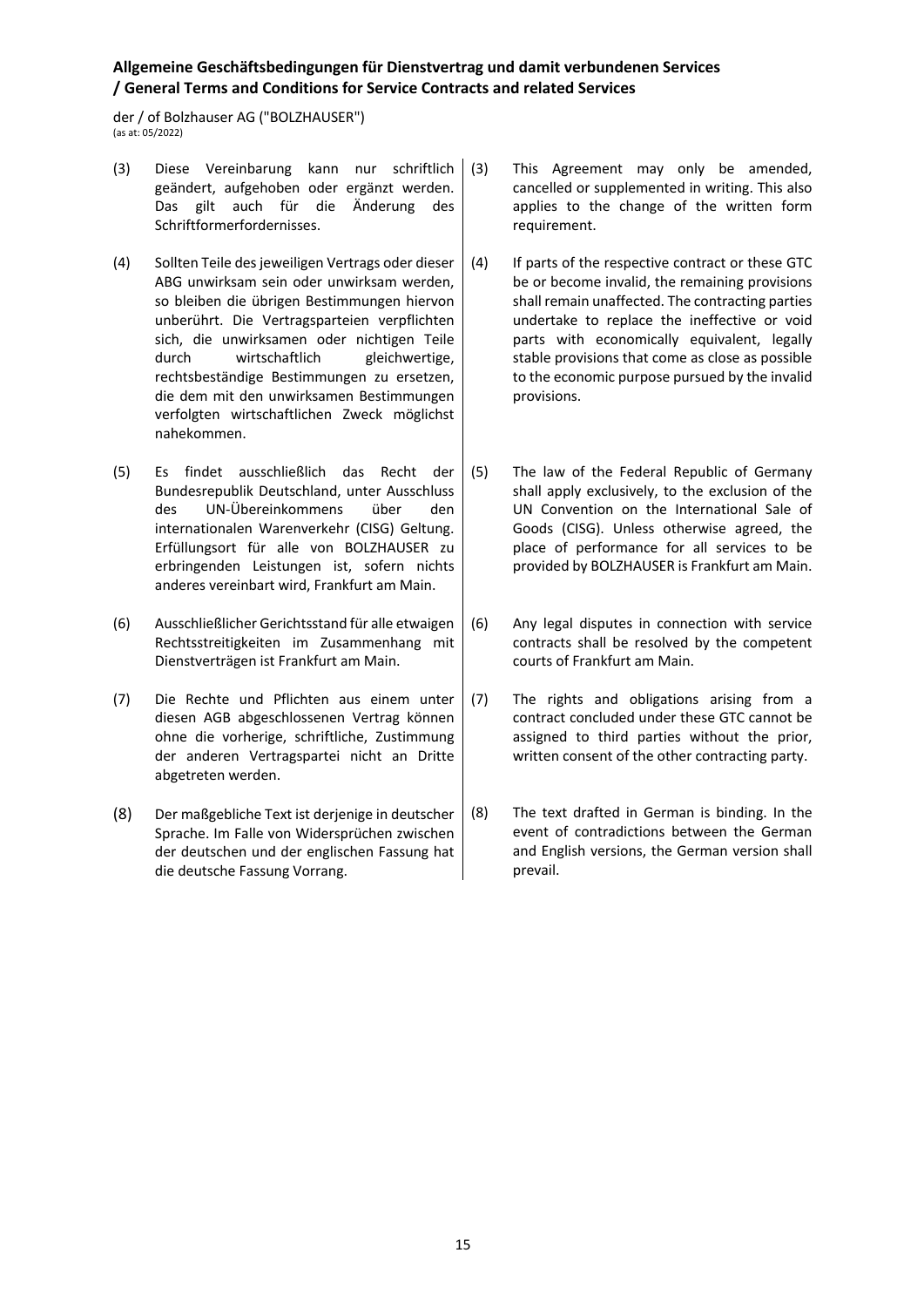| | |
|---|---|
| (3) Diese Vereinbarung kann nur schriftlich geändert, aufgehoben oder ergänzt werden. Das gilt auch für die Änderung des Schriftformerfordernisses. | (3) This Agreement may only be amended, cancelled or supplemented in writing. This also applies to the change of the written form requirement. |
| (4) Sollten Teile des jeweiligen Vertrags oder dieser ABG unwirksam sein oder unwirksam werden, so bleiben die übrigen Bestimmungen hiervon unberührt. Die Vertragsparteien verpflichten sich, die unwirksamen oder nichtigen Teile durch wirtschaftlich gleichwertige, rechtsbeständige Bestimmungen zu ersetzen, die dem mit den unwirksamen Bestimmungen verfolgten wirtschaftlichen Zweck möglichst nahekommen. | (4) If parts of the respective contract or these GTC be or become invalid, the remaining provisions shall remain unaffected. The contracting parties undertake to replace the ineffective or void parts with economically equivalent, legally stable provisions that come as close as possible to the economic purpose pursued by the invalid provisions. |
| (5) Es findet ausschließlich das Recht der Bundesrepublik Deutschland, unter Ausschluss des UN-Übereinkommens über den internationalen Warenverkehr (CISG) Geltung. Erfüllungsort für alle von BOLZHAUSER zu erbringenden Leistungen ist, sofern nichts anderes vereinbart wird, Frankfurt am Main. | (5) The law of the Federal Republic of Germany shall apply exclusively, to the exclusion of the UN Convention on the International Sale of Goods (CISG). Unless otherwise agreed, the place of performance for all services to be provided by BOLZHAUSER is Frankfurt am Main. |
| (6) Ausschließlicher Gerichtsstand für alle etwaigen Rechtsstreitigkeiten im Zusammenhang mit Dienstverträgen ist Frankfurt am Main. | (6) Any legal disputes in connection with service contracts shall be resolved by the competent courts of Frankfurt am Main. |
| (7) Die Rechte und Pflichten aus einem unter diesen AGB abgeschlossenen Vertrag können ohne die vorherige, schriftliche, Zustimmung der anderen Vertragspartei nicht an Dritte abgetreten werden. | (7) The rights and obligations arising from a contract concluded under these GTC cannot be assigned to third parties without the prior, written consent of the other contracting party. |
| (8) Der maßgebliche Text ist derjenige in deutscher Sprache. Im Falle von Widersprüchen zwischen der deutschen und der englischen Fassung hat die deutsche Fassung Vorrang. | (8) The text drafted in German is binding. In the event of contradictions between the German and English versions, the German version shall prevail. |